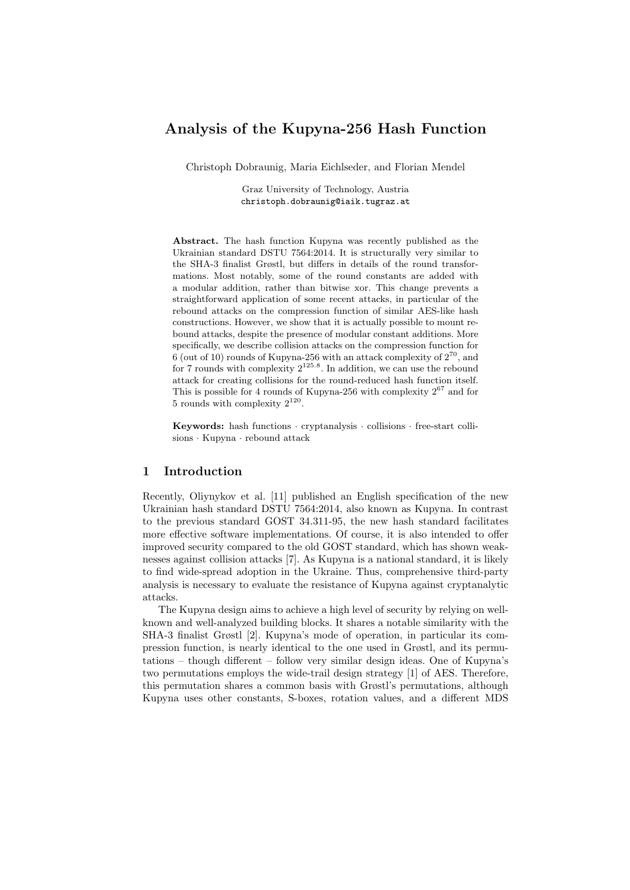# Analysis of the Kupyna-256 Hash Function

Christoph Dobraunig, Maria Eichlseder, and Florian Mendel

Graz University of Technology, Austria
christoph.dobraunig@iaik.tugraz.at

**Abstract.** The hash function Kupyna was recently published as the Ukrainian standard DSTU 7564:2014. It is structurally very similar to the SHA-3 finalist Grøstl, but differs in details of the round transformations. Most notably, some of the round constants are added with a modular addition, rather than bitwise xor. This change prevents a straightforward application of some recent attacks, in particular of the rebound attacks on the compression function of similar AES-like hash constructions. However, we show that it is actually possible to mount rebound attacks, despite the presence of modular constant additions. More specifically, we describe collision attacks on the compression function for 6 (out of 10) rounds of Kupyna-256 with an attack complexity of $2^{70}$, and for 7 rounds with complexity $2^{125.8}$. In addition, we can use the rebound attack for creating collisions for the round-reduced hash function itself. This is possible for 4 rounds of Kupyna-256 with complexity $2^{67}$ and for 5 rounds with complexity $2^{120}$.

**Keywords:** hash functions · cryptanalysis · collisions · free-start collisions · Kupyna · rebound attack

## 1 Introduction

Recently, Oliynykov et al. [11] published an English specification of the new Ukrainian hash standard DSTU 7564:2014, also known as Kupyna. In contrast to the previous standard GOST 34.311-95, the new hash standard facilitates more effective software implementations. Of course, it is also intended to offer improved security compared to the old GOST standard, which has shown weaknesses against collision attacks [7]. As Kupyna is a national standard, it is likely to find wide-spread adoption in the Ukraine. Thus, comprehensive third-party analysis is necessary to evaluate the resistance of Kupyna against cryptanalytic attacks.

The Kupyna design aims to achieve a high level of security by relying on well-known and well-analyzed building blocks. It shares a notable similarity with the SHA-3 finalist Grøstl [2]. Kupyna's mode of operation, in particular its compression function, is nearly identical to the one used in Grøstl, and its permutations – though different – follow very similar design ideas. One of Kupyna's two permutations employs the wide-trail design strategy [1] of AES. Therefore, this permutation shares a common basis with Grøstl's permutations, although Kupyna uses other constants, S-boxes, rotation values, and a different MDS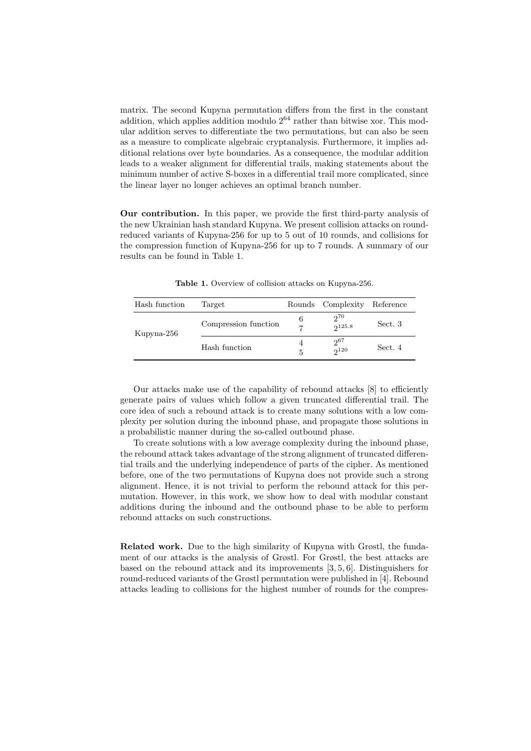matrix. The second Kupyna permutation differs from the first in the constant addition, which applies addition modulo $2^{64}$ rather than bitwise xor. This modular addition serves to differentiate the two permutations, but can also be seen as a measure to complicate algebraic cryptanalysis. Furthermore, it implies additional relations over byte boundaries. As a consequence, the modular addition leads to a weaker alignment for differential trails, making statements about the minimum number of active S-boxes in a differential trail more complicated, since the linear layer no longer achieves an optimal branch number.

**Our contribution.** In this paper, we provide the first third-party analysis of the new Ukrainian hash standard Kupyna. We present collision attacks on round-reduced variants of Kupyna-256 for up to 5 out of 10 rounds, and collisions for the compression function of Kupyna-256 for up to 7 rounds. A summary of our results can be found in Table 1.

**Table 1.** Overview of collision attacks on Kupyna-256.

| Hash function | Target | Rounds | Complexity | Reference |
|---|---|---|---|---|
| Kupyna-256 | Compression function | 6 | $2^{70}$ | Sect. 3 |
| | | 7 | $2^{125.8}$ | |
| | Hash function | 4 | $2^{67}$ | Sect. 4 |
| | | 5 | $2^{120}$ | |

Our attacks make use of the capability of rebound attacks [8] to efficiently generate pairs of values which follow a given truncated differential trail. The core idea of such a rebound attack is to create many solutions with a low complexity per solution during the inbound phase, and propagate those solutions in a probabilistic manner during the so-called outbound phase.

To create solutions with a low average complexity during the inbound phase, the rebound attack takes advantage of the strong alignment of truncated differential trails and the underlying independence of parts of the cipher. As mentioned before, one of the two permutations of Kupyna does not provide such a strong alignment. Hence, it is not trivial to perform the rebound attack for this permutation. However, in this work, we show how to deal with modular constant additions during the inbound and the outbound phase to be able to perform rebound attacks on such constructions.

**Related work.** Due to the high similarity of Kupyna with Grøstl, the fundament of our attacks is the analysis of Grøstl. For Grøstl, the best attacks are based on the rebound attack and its improvements [3, 5, 6]. Distinguishers for round-reduced variants of the Grøstl permutation were published in [4]. Rebound attacks leading to collisions for the highest number of rounds for the compres-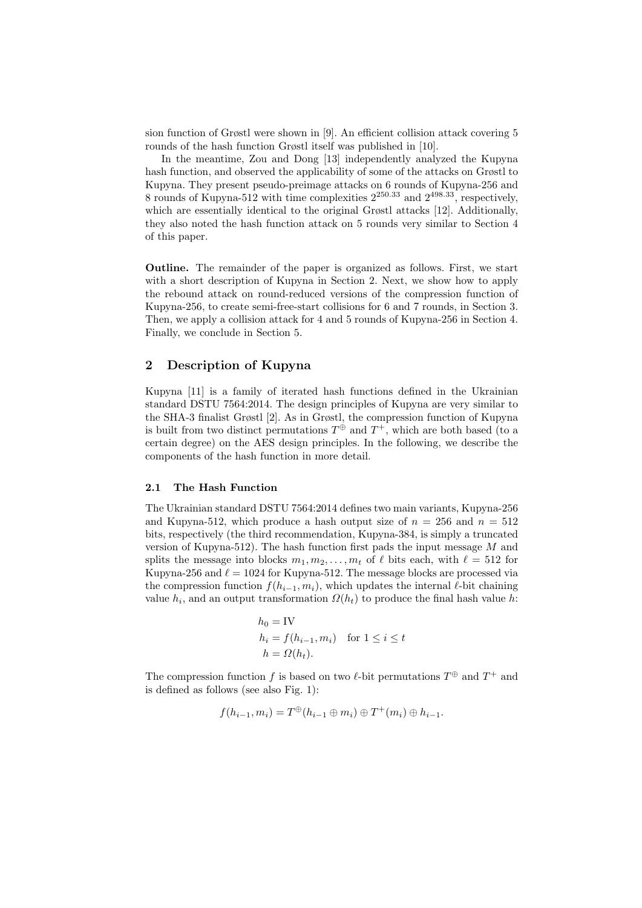sion function of Grøstl were shown in [9]. An efficient collision attack covering 5 rounds of the hash function Grøstl itself was published in [10].

In the meantime, Zou and Dong [13] independently analyzed the Kupyna hash function, and observed the applicability of some of the attacks on Grøstl to Kupyna. They present pseudo-preimage attacks on 6 rounds of Kupyna-256 and 8 rounds of Kupyna-512 with time complexities $2^{250.33}$ and $2^{498.33}$, respectively, which are essentially identical to the original Grøstl attacks [12]. Additionally, they also noted the hash function attack on 5 rounds very similar to Section 4 of this paper.

**Outline.** The remainder of the paper is organized as follows. First, we start with a short description of Kupyna in Section 2. Next, we show how to apply the rebound attack on round-reduced versions of the compression function of Kupyna-256, to create semi-free-start collisions for 6 and 7 rounds, in Section 3. Then, we apply a collision attack for 4 and 5 rounds of Kupyna-256 in Section 4. Finally, we conclude in Section 5.

## 2 Description of Kupyna

Kupyna [11] is a family of iterated hash functions defined in the Ukrainian standard DSTU 7564:2014. The design principles of Kupyna are very similar to the SHA-3 finalist Grøstl [2]. As in Grøstl, the compression function of Kupyna is built from two distinct permutations $T^{\oplus}$ and $T^{+}$, which are both based (to a certain degree) on the AES design principles. In the following, we describe the components of the hash function in more detail.

### 2.1 The Hash Function

The Ukrainian standard DSTU 7564:2014 defines two main variants, Kupyna-256 and Kupyna-512, which produce a hash output size of $n = 256$ and $n = 512$ bits, respectively (the third recommendation, Kupyna-384, is simply a truncated version of Kupyna-512). The hash function first pads the input message $M$ and splits the message into blocks $m_1, m_2, \ldots, m_t$ of $\ell$ bits each, with $\ell = 512$ for Kupyna-256 and $\ell = 1024$ for Kupyna-512. The message blocks are processed via the compression function $f(h_{i-1}, m_i)$, which updates the internal $\ell$-bit chaining value $h_i$, and an output transformation $\Omega(h_t)$ to produce the final hash value $h$:

$$
\begin{aligned}
h_0 &= \text{IV} \\
h_i &= f(h_{i-1}, m_i) \quad \text{for } 1 \le i \le t \\
h &= \Omega(h_t).
\end{aligned}
$$

The compression function $f$ is based on two $\ell$-bit permutations $T^{\oplus}$ and $T^{+}$ and is defined as follows (see also Fig. 1):

$$
f(h_{i-1}, m_i) = T^{\oplus}(h_{i-1} \oplus m_i) \oplus T^{+}(m_i) \oplus h_{i-1}.
$$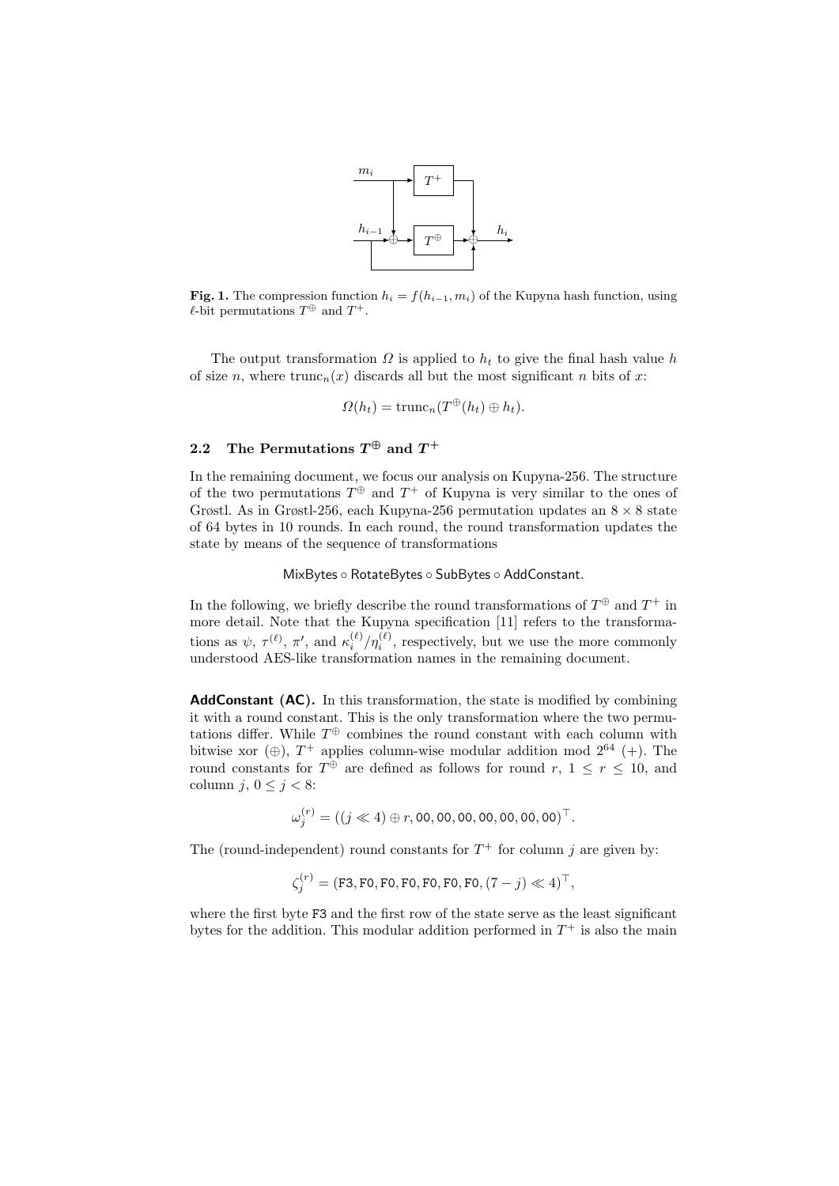**Fig. 1.** The compression function $h_i = f(h_{i-1}, m_i)$ of the Kupyna hash function, using $\ell$-bit permutations $T^{\oplus}$ and $T^{+}$.

The output transformation $\Omega$ is applied to $h_t$ to give the final hash value $h$ of size $n$, where $\text{trunc}_n(x)$ discards all but the most significant $n$ bits of $x$:

$$\Omega(h_t) = \text{trunc}_n(T^{\oplus}(h_t) \oplus h_t).$$

### 2.2 The Permutations $T^{\oplus}$ and $T^{+}$

In the remaining document, we focus our analysis on Kupyna-256. The structure of the two permutations $T^{\oplus}$ and $T^{+}$ of Kupyna is very similar to the ones of Grøstl. As in Grøstl-256, each Kupyna-256 permutation updates an $8 \times 8$ state of 64 bytes in 10 rounds. In each round, the round transformation updates the state by means of the sequence of transformations

$$\mathsf{MixBytes} \circ \mathsf{RotateBytes} \circ \mathsf{SubBytes} \circ \mathsf{AddConstant}.$$

In the following, we briefly describe the round transformations of $T^{\oplus}$ and $T^{+}$ in more detail. Note that the Kupyna specification [11] refers to the transformations as $\psi$, $\tau^{(\ell)}$, $\pi'$, and $\kappa_i^{(\ell)}/\eta_i^{(\ell)}$, respectively, but we use the more commonly understood AES-like transformation names in the remaining document.

**AddConstant (AC).** In this transformation, the state is modified by combining it with a round constant. This is the only transformation where the two permutations differ. While $T^{\oplus}$ combines the round constant with each column with bitwise xor ($\oplus$), $T^{+}$ applies column-wise modular addition mod $2^{64}$ ($+$). The round constants for $T^{\oplus}$ are defined as follows for round $r$, $1 \leq r \leq 10$, and column $j$, $0 \leq j < 8$:

$$\omega_j^{(r)} = ((j \ll 4) \oplus r, \texttt{00}, \texttt{00}, \texttt{00}, \texttt{00}, \texttt{00}, \texttt{00}, \texttt{00})^{\top}.$$

The (round-independent) round constants for $T^{+}$ for column $j$ are given by:

$$\zeta_j^{(r)} = (\texttt{F3}, \texttt{F0}, \texttt{F0}, \texttt{F0}, \texttt{F0}, \texttt{F0}, \texttt{F0}, (7-j) \ll 4)^{\top},$$

where the first byte F3 and the first row of the state serve as the least significant bytes for the addition. This modular addition performed in $T^{+}$ is also the main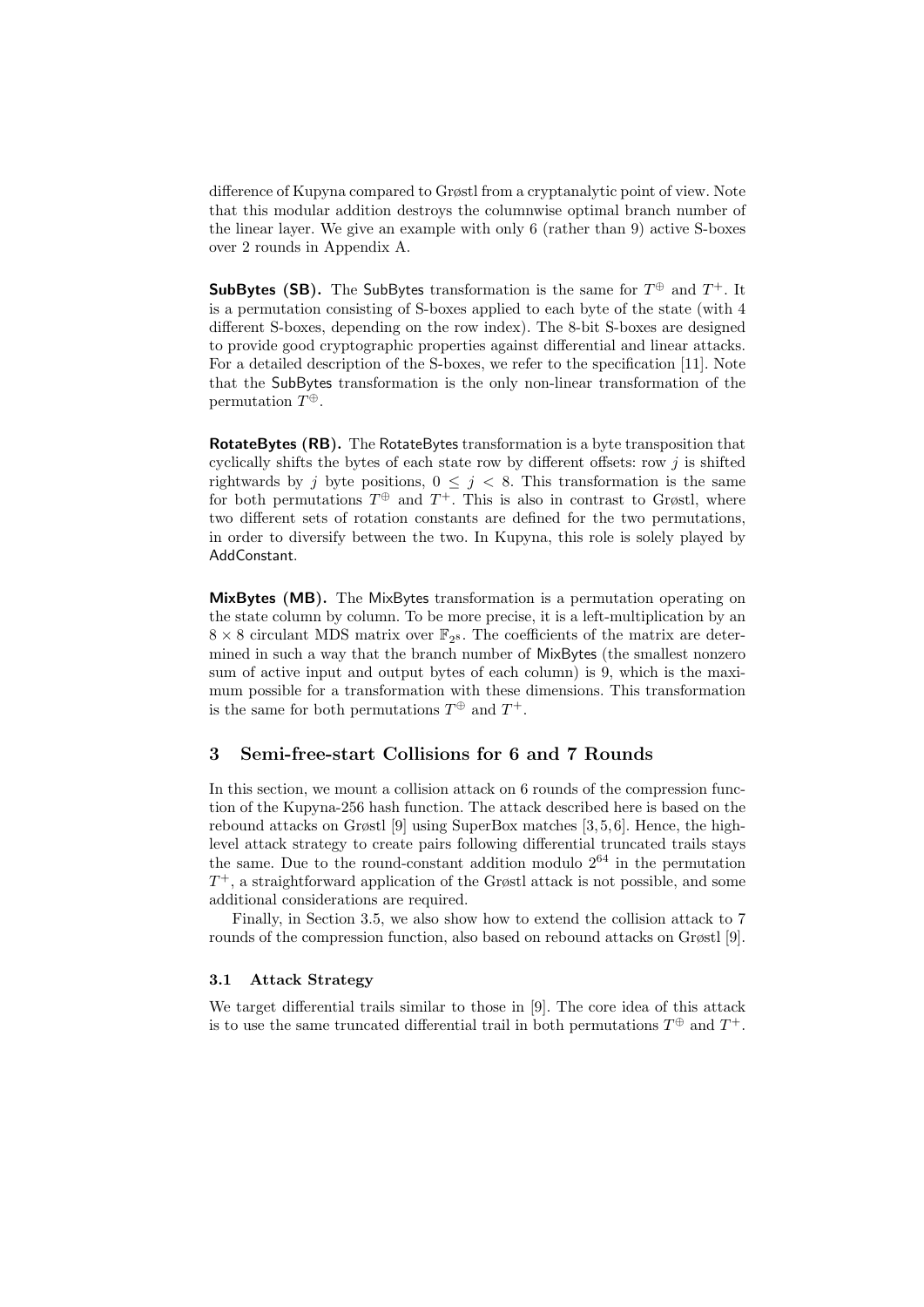difference of Kupyna compared to Grøstl from a cryptanalytic point of view. Note that this modular addition destroys the columnwise optimal branch number of the linear layer. We give an example with only 6 (rather than 9) active S-boxes over 2 rounds in Appendix A.

**SubBytes (SB).** The SubBytes transformation is the same for $T^{\oplus}$ and $T^{+}$. It is a permutation consisting of S-boxes applied to each byte of the state (with 4 different S-boxes, depending on the row index). The 8-bit S-boxes are designed to provide good cryptographic properties against differential and linear attacks. For a detailed description of the S-boxes, we refer to the specification [11]. Note that the SubBytes transformation is the only non-linear transformation of the permutation $T^{\oplus}$.

**RotateBytes (RB).** The RotateBytes transformation is a byte transposition that cyclically shifts the bytes of each state row by different offsets: row $j$ is shifted rightwards by $j$ byte positions, $0 \leq j < 8$. This transformation is the same for both permutations $T^{\oplus}$ and $T^{+}$. This is also in contrast to Grøstl, where two different sets of rotation constants are defined for the two permutations, in order to diversify between the two. In Kupyna, this role is solely played by AddConstant.

**MixBytes (MB).** The MixBytes transformation is a permutation operating on the state column by column. To be more precise, it is a left-multiplication by an $8 \times 8$ circulant MDS matrix over $\mathbb{F}_{2^8}$. The coefficients of the matrix are determined in such a way that the branch number of MixBytes (the smallest nonzero sum of active input and output bytes of each column) is 9, which is the maximum possible for a transformation with these dimensions. This transformation is the same for both permutations $T^{\oplus}$ and $T^{+}$.

## 3 Semi-free-start Collisions for 6 and 7 Rounds

In this section, we mount a collision attack on 6 rounds of the compression function of the Kupyna-256 hash function. The attack described here is based on the rebound attacks on Grøstl [9] using SuperBox matches [3,5,6]. Hence, the high-level attack strategy to create pairs following differential truncated trails stays the same. Due to the round-constant addition modulo $2^{64}$ in the permutation $T^{+}$, a straightforward application of the Grøstl attack is not possible, and some additional considerations are required.

Finally, in Section 3.5, we also show how to extend the collision attack to 7 rounds of the compression function, also based on rebound attacks on Grøstl [9].

### 3.1 Attack Strategy

We target differential trails similar to those in [9]. The core idea of this attack is to use the same truncated differential trail in both permutations $T^{\oplus}$ and $T^{+}$.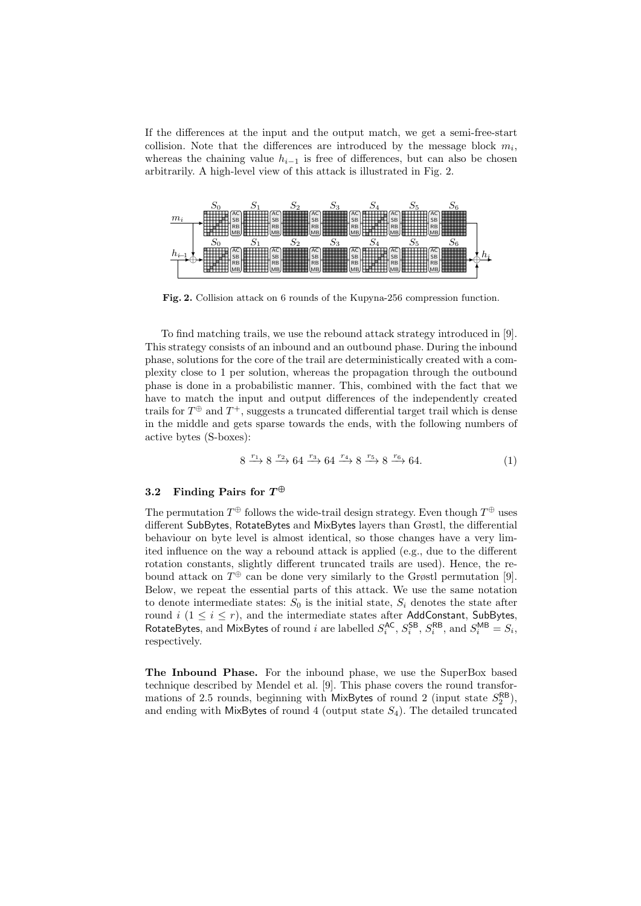If the differences at the input and the output match, we get a semi-free-start collision. Note that the differences are introduced by the message block $m_i$, whereas the chaining value $h_{i-1}$ is free of differences, but can also be chosen arbitrarily. A high-level view of this attack is illustrated in Fig. 2.

**Fig. 2.** Collision attack on 6 rounds of the Kupyna-256 compression function.

To find matching trails, we use the rebound attack strategy introduced in [9]. This strategy consists of an inbound and an outbound phase. During the inbound phase, solutions for the core of the trail are deterministically created with a complexity close to 1 per solution, whereas the propagation through the outbound phase is done in a probabilistic manner. This, combined with the fact that we have to match the input and output differences of the independently created trails for $T^{\oplus}$ and $T^{+}$, suggests a truncated differential target trail which is dense in the middle and gets sparse towards the ends, with the following numbers of active bytes (S-boxes):

$$8 \xrightarrow{r_1} 8 \xrightarrow{r_2} 64 \xrightarrow{r_3} 64 \xrightarrow{r_4} 8 \xrightarrow{r_5} 8 \xrightarrow{r_6} 64. \tag{1}$$

### 3.2 Finding Pairs for $T^{\oplus}$

The permutation $T^{\oplus}$ follows the wide-trail design strategy. Even though $T^{\oplus}$ uses different SubBytes, RotateBytes and MixBytes layers than Grøstl, the differential behaviour on byte level is almost identical, so those changes have a very limited influence on the way a rebound attack is applied (e.g., due to the different rotation constants, slightly different truncated trails are used). Hence, the rebound attack on $T^{\oplus}$ can be done very similarly to the Grøstl permutation [9]. Below, we repeat the essential parts of this attack. We use the same notation to denote intermediate states: $S_0$ is the initial state, $S_i$ denotes the state after round $i$ ($1 \leq i \leq r$), and the intermediate states after AddConstant, SubBytes, RotateBytes, and MixBytes of round $i$ are labelled $S_i^{\mathsf{AC}}$, $S_i^{\mathsf{SB}}$, $S_i^{\mathsf{RB}}$, and $S_i^{\mathsf{MB}} = S_i$, respectively.

**The Inbound Phase.** For the inbound phase, we use the SuperBox based technique described by Mendel et al. [9]. This phase covers the round transformations of 2.5 rounds, beginning with MixBytes of round 2 (input state $S_2^{\mathsf{RB}}$), and ending with MixBytes of round 4 (output state $S_4$). The detailed truncated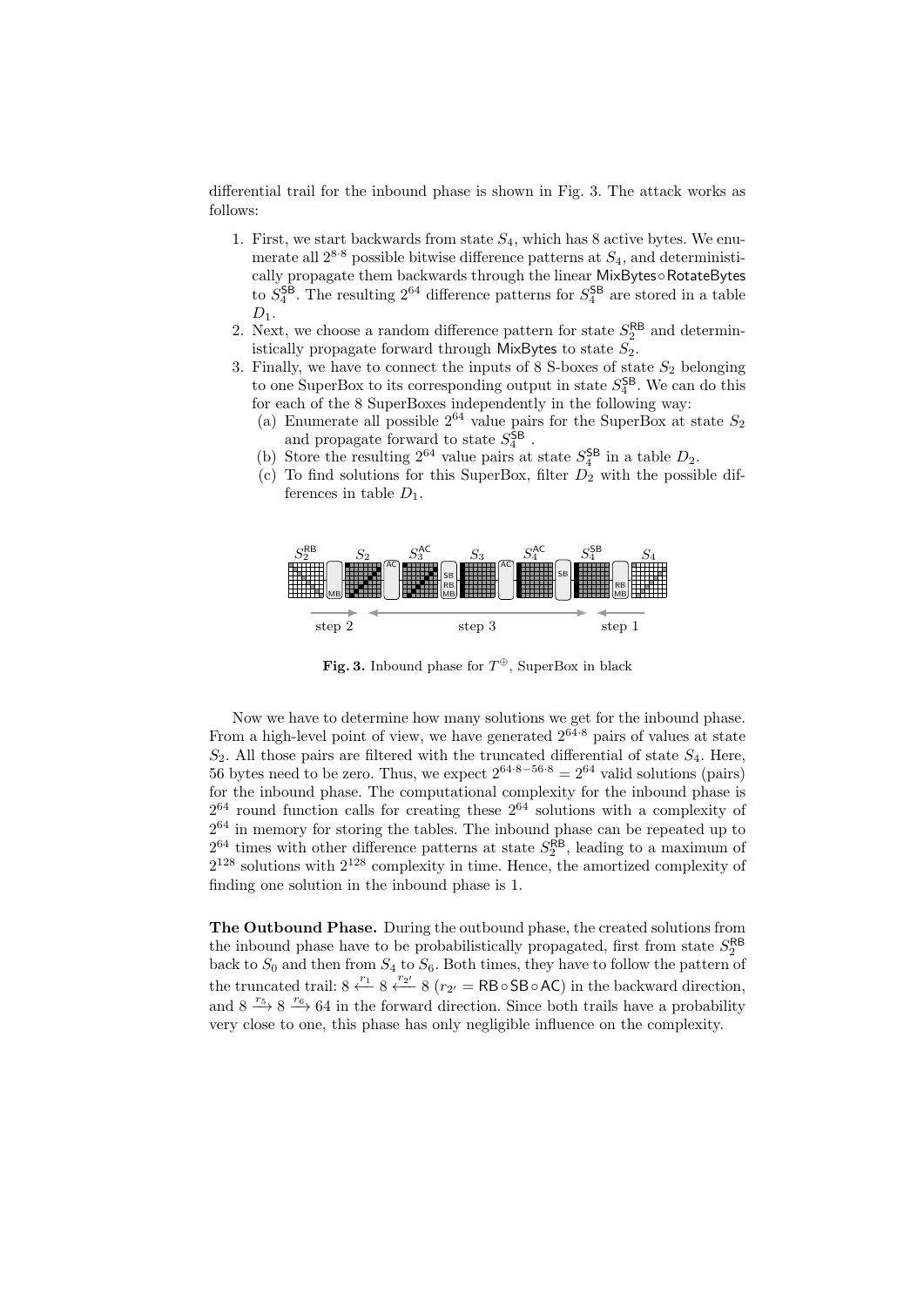differential trail for the inbound phase is shown in Fig. 3. The attack works as follows:

1. First, we start backwards from state $S_4$, which has 8 active bytes. We enumerate all $2^{8 \cdot 8}$ possible bitwise difference patterns at $S_4$, and deterministically propagate them backwards through the linear MixBytes∘RotateBytes to $S_4^{\mathsf{SB}}$. The resulting $2^{64}$ difference patterns for $S_4^{\mathsf{SB}}$ are stored in a table $D_1$.
2. Next, we choose a random difference pattern for state $S_2^{\mathsf{RB}}$ and deterministically propagate forward through MixBytes to state $S_2$.
3. Finally, we have to connect the inputs of 8 S-boxes of state $S_2$ belonging to one SuperBox to its corresponding output in state $S_4^{\mathsf{SB}}$. We can do this for each of the 8 SuperBoxes independently in the following way:
   (a) Enumerate all possible $2^{64}$ value pairs for the SuperBox at state $S_2$ and propagate forward to state $S_4^{\mathsf{SB}}$ .
   (b) Store the resulting $2^{64}$ value pairs at state $S_4^{\mathsf{SB}}$ in a table $D_2$.
   (c) To find solutions for this SuperBox, filter $D_2$ with the possible differences in table $D_1$.

**Fig. 3.** Inbound phase for $T^{\oplus}$, SuperBox in black

Now we have to determine how many solutions we get for the inbound phase. From a high-level point of view, we have generated $2^{64 \cdot 8}$ pairs of values at state $S_2$. All those pairs are filtered with the truncated differential of state $S_4$. Here, 56 bytes need to be zero. Thus, we expect $2^{64 \cdot 8 - 56 \cdot 8} = 2^{64}$ valid solutions (pairs) for the inbound phase. The computational complexity for the inbound phase is $2^{64}$ round function calls for creating these $2^{64}$ solutions with a complexity of $2^{64}$ in memory for storing the tables. The inbound phase can be repeated up to $2^{64}$ times with other difference patterns at state $S_2^{\mathsf{RB}}$, leading to a maximum of $2^{128}$ solutions with $2^{128}$ complexity in time. Hence, the amortized complexity of finding one solution in the inbound phase is 1.

**The Outbound Phase.** During the outbound phase, the created solutions from the inbound phase have to be probabilistically propagated, first from state $S_2^{\mathsf{RB}}$ back to $S_0$ and then from $S_4$ to $S_6$. Both times, they have to follow the pattern of the truncated trail: $8 \xleftarrow{r_1} 8 \xleftarrow{r_{2'}} 8$ ($r_{2'} = \mathsf{RB} \circ \mathsf{SB} \circ \mathsf{AC}$) in the backward direction, and $8 \xrightarrow{r_5} 8 \xrightarrow{r_6} 64$ in the forward direction. Since both trails have a probability very close to one, this phase has only negligible influence on the complexity.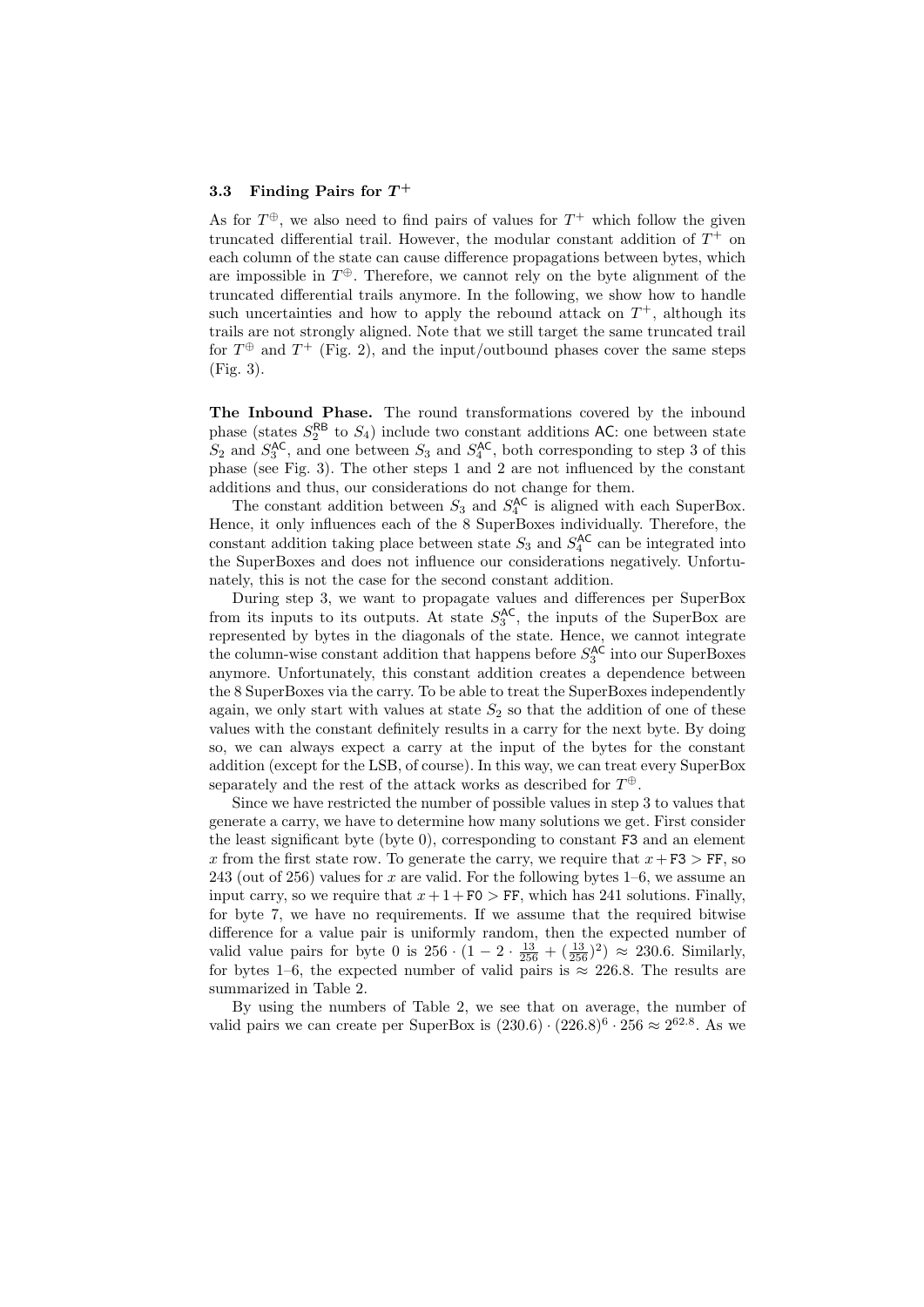### 3.3 Finding Pairs for $T^+$

As for $T^\oplus$, we also need to find pairs of values for $T^+$ which follow the given truncated differential trail. However, the modular constant addition of $T^+$ on each column of the state can cause difference propagations between bytes, which are impossible in $T^\oplus$. Therefore, we cannot rely on the byte alignment of the truncated differential trails anymore. In the following, we show how to handle such uncertainties and how to apply the rebound attack on $T^+$, although its trails are not strongly aligned. Note that we still target the same truncated trail for $T^\oplus$ and $T^+$ (Fig. 2), and the input/outbound phases cover the same steps (Fig. 3).

**The Inbound Phase.** The round transformations covered by the inbound phase (states $S_2^{\mathsf{RB}}$ to $S_4$) include two constant additions $\mathsf{AC}$: one between state $S_2$ and $S_3^{\mathsf{AC}}$, and one between $S_3$ and $S_4^{\mathsf{AC}}$, both corresponding to step 3 of this phase (see Fig. 3). The other steps 1 and 2 are not influenced by the constant additions and thus, our considerations do not change for them.

The constant addition between $S_3$ and $S_4^{\mathsf{AC}}$ is aligned with each SuperBox. Hence, it only influences each of the 8 SuperBoxes individually. Therefore, the constant addition taking place between state $S_3$ and $S_4^{\mathsf{AC}}$ can be integrated into the SuperBoxes and does not influence our considerations negatively. Unfortunately, this is not the case for the second constant addition.

During step 3, we want to propagate values and differences per SuperBox from its inputs to its outputs. At state $S_3^{\mathsf{AC}}$, the inputs of the SuperBox are represented by bytes in the diagonals of the state. Hence, we cannot integrate the column-wise constant addition that happens before $S_3^{\mathsf{AC}}$ into our SuperBoxes anymore. Unfortunately, this constant addition creates a dependence between the 8 SuperBoxes via the carry. To be able to treat the SuperBoxes independently again, we only start with values at state $S_2$ so that the addition of one of these values with the constant definitely results in a carry for the next byte. By doing so, we can always expect a carry at the input of the bytes for the constant addition (except for the LSB, of course). In this way, we can treat every SuperBox separately and the rest of the attack works as described for $T^\oplus$.

Since we have restricted the number of possible values in step 3 to values that generate a carry, we have to determine how many solutions we get. First consider the least significant byte (byte 0), corresponding to constant F3 and an element $x$ from the first state row. To generate the carry, we require that $x + \mathtt{F3} > \mathtt{FF}$, so 243 (out of 256) values for $x$ are valid. For the following bytes 1–6, we assume an input carry, so we require that $x + 1 + \mathtt{F0} > \mathtt{FF}$, which has 241 solutions. Finally, for byte 7, we have no requirements. If we assume that the required bitwise difference for a value pair is uniformly random, then the expected number of valid value pairs for byte 0 is $256 \cdot (1 - 2 \cdot \frac{13}{256} + (\frac{13}{256})^2) \approx 230.6$. Similarly, for bytes 1–6, the expected number of valid pairs is $\approx 226.8$. The results are summarized in Table 2.

By using the numbers of Table 2, we see that on average, the number of valid pairs we can create per SuperBox is $(230.6) \cdot (226.8)^6 \cdot 256 \approx 2^{62.8}$. As we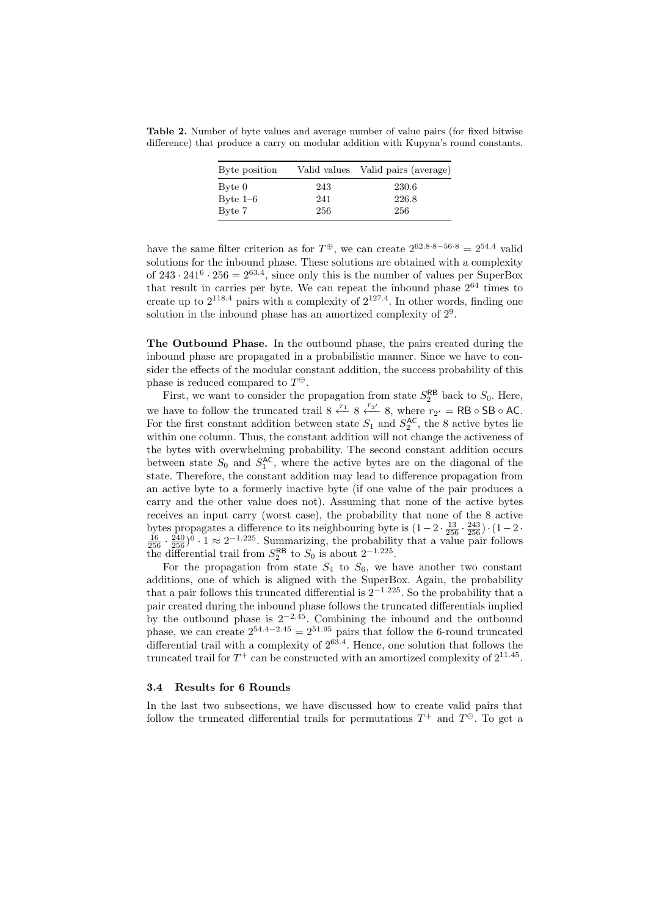**Table 2.** Number of byte values and average number of value pairs (for fixed bitwise difference) that produce a carry on modular addition with Kupyna's round constants.

| Byte position | Valid values | Valid pairs (average) |
|---|---|---|
| Byte 0 | 243 | 230.6 |
| Byte 1–6 | 241 | 226.8 |
| Byte 7 | 256 | 256 |

have the same filter criterion as for $T^{\oplus}$, we can create $2^{62.8 \cdot 8 - 56 \cdot 8} = 2^{54.4}$ valid solutions for the inbound phase. These solutions are obtained with a complexity of $243 \cdot 241^6 \cdot 256 = 2^{63.4}$, since only this is the number of values per SuperBox that result in carries per byte. We can repeat the inbound phase $2^{64}$ times to create up to $2^{118.4}$ pairs with a complexity of $2^{127.4}$. In other words, finding one solution in the inbound phase has an amortized complexity of $2^9$.

**The Outbound Phase.** In the outbound phase, the pairs created during the inbound phase are propagated in a probabilistic manner. Since we have to consider the effects of the modular constant addition, the success probability of this phase is reduced compared to $T^{\oplus}$.

First, we want to consider the propagation from state $S_2^{\mathsf{RB}}$ back to $S_0$. Here, we have to follow the truncated trail $8 \xleftarrow{r_1} 8 \xleftarrow{r_{2'}} 8$, where $r_{2'} = \mathsf{RB} \circ \mathsf{SB} \circ \mathsf{AC}$. For the first constant addition between state $S_1$ and $S_2^{\mathsf{AC}}$, the 8 active bytes lie within one column. Thus, the constant addition will not change the activeness of the bytes with overwhelming probability. The second constant addition occurs between state $S_0$ and $S_1^{\mathsf{AC}}$, where the active bytes are on the diagonal of the state. Therefore, the constant addition may lead to difference propagation from an active byte to a formerly inactive byte (if one value of the pair produces a carry and the other value does not). Assuming that none of the active bytes receives an input carry (worst case), the probability that none of the 8 active bytes propagates a difference to its neighbouring byte is $(1 - 2 \cdot \frac{13}{256} \cdot \frac{243}{256}) \cdot (1 - 2 \cdot \frac{16}{256} \cdot \frac{240}{256})^6 \cdot 1 \approx 2^{-1.225}$. Summarizing, the probability that a value pair follows the differential trail from $S_2^{\mathsf{RB}}$ to $S_0$ is about $2^{-1.225}$.

For the propagation from state $S_4$ to $S_6$, we have another two constant additions, one of which is aligned with the SuperBox. Again, the probability that a pair follows this truncated differential is $2^{-1.225}$. So the probability that a pair created during the inbound phase follows the truncated differentials implied by the outbound phase is $2^{-2.45}$. Combining the inbound and the outbound phase, we can create $2^{54.4-2.45} = 2^{51.95}$ pairs that follow the 6-round truncated differential trail with a complexity of $2^{63.4}$. Hence, one solution that follows the truncated trail for $T^{+}$ can be constructed with an amortized complexity of $2^{11.45}$.

### 3.4 Results for 6 Rounds

In the last two subsections, we have discussed how to create valid pairs that follow the truncated differential trails for permutations $T^{+}$ and $T^{\oplus}$. To get a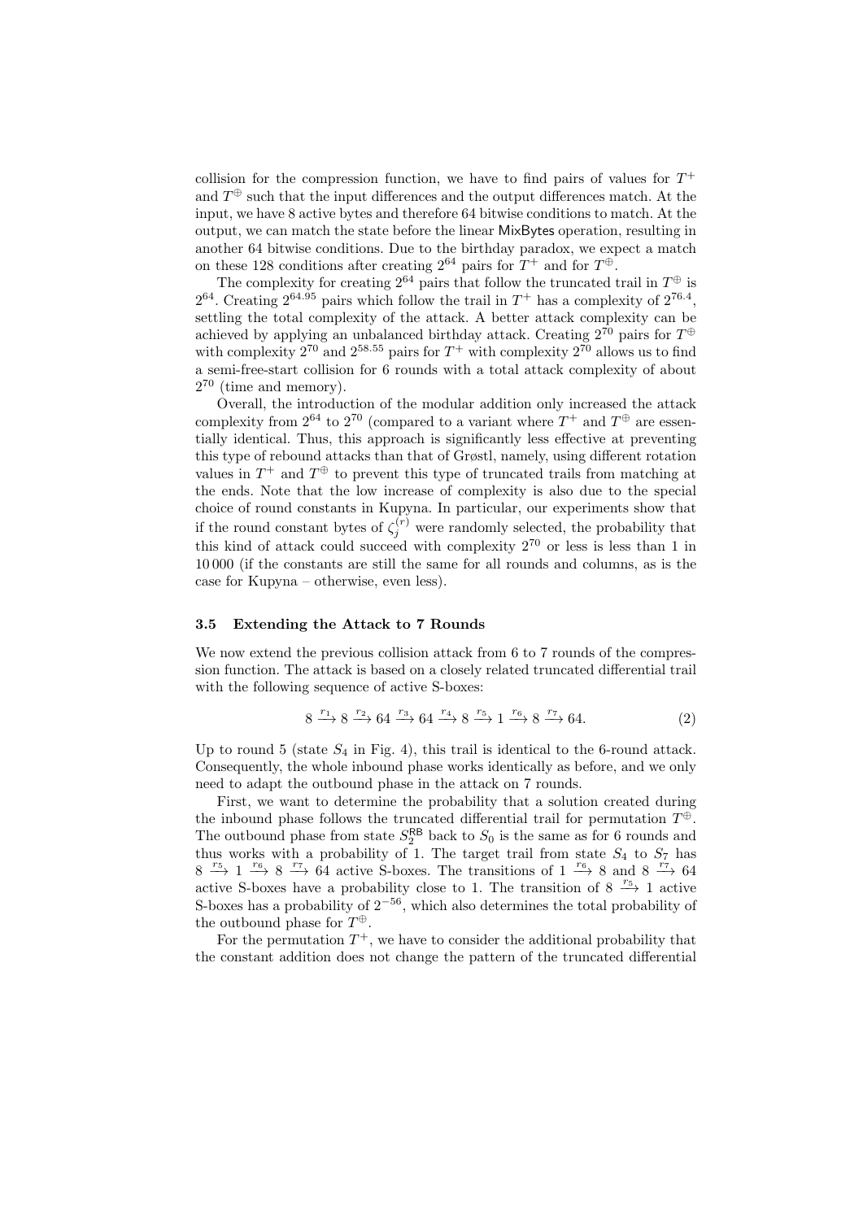collision for the compression function, we have to find pairs of values for $T^+$ and $T^\oplus$ such that the input differences and the output differences match. At the input, we have 8 active bytes and therefore 64 bitwise conditions to match. At the output, we can match the state before the linear MixBytes operation, resulting in another 64 bitwise conditions. Due to the birthday paradox, we expect a match on these 128 conditions after creating $2^{64}$ pairs for $T^+$ and for $T^\oplus$.

The complexity for creating $2^{64}$ pairs that follow the truncated trail in $T^\oplus$ is $2^{64}$. Creating $2^{64.95}$ pairs which follow the trail in $T^+$ has a complexity of $2^{76.4}$, settling the total complexity of the attack. A better attack complexity can be achieved by applying an unbalanced birthday attack. Creating $2^{70}$ pairs for $T^\oplus$ with complexity $2^{70}$ and $2^{58.55}$ pairs for $T^+$ with complexity $2^{70}$ allows us to find a semi-free-start collision for 6 rounds with a total attack complexity of about $2^{70}$ (time and memory).

Overall, the introduction of the modular addition only increased the attack complexity from $2^{64}$ to $2^{70}$ (compared to a variant where $T^+$ and $T^\oplus$ are essentially identical. Thus, this approach is significantly less effective at preventing this type of rebound attacks than that of Grøstl, namely, using different rotation values in $T^+$ and $T^\oplus$ to prevent this type of truncated trails from matching at the ends. Note that the low increase of complexity is also due to the special choice of round constants in Kupyna. In particular, our experiments show that if the round constant bytes of $\zeta_j^{(r)}$ were randomly selected, the probability that this kind of attack could succeed with complexity $2^{70}$ or less is less than 1 in 10 000 (if the constants are still the same for all rounds and columns, as is the case for Kupyna – otherwise, even less).

### 3.5 Extending the Attack to 7 Rounds

We now extend the previous collision attack from 6 to 7 rounds of the compression function. The attack is based on a closely related truncated differential trail with the following sequence of active S-boxes:

$$8 \xrightarrow{r_1} 8 \xrightarrow{r_2} 64 \xrightarrow{r_3} 64 \xrightarrow{r_4} 8 \xrightarrow{r_5} 1 \xrightarrow{r_6} 8 \xrightarrow{r_7} 64. \tag{2}$$

Up to round 5 (state $S_4$ in Fig. 4), this trail is identical to the 6-round attack. Consequently, the whole inbound phase works identically as before, and we only need to adapt the outbound phase in the attack on 7 rounds.

First, we want to determine the probability that a solution created during the inbound phase follows the truncated differential trail for permutation $T^\oplus$. The outbound phase from state $S_2^{\mathsf{RB}}$ back to $S_0$ is the same as for 6 rounds and thus works with a probability of 1. The target trail from state $S_4$ to $S_7$ has $8 \xrightarrow{r_5} 1 \xrightarrow{r_6} 8 \xrightarrow{r_7} 64$ active S-boxes. The transitions of $1 \xrightarrow{r_6} 8$ and $8 \xrightarrow{r_7} 64$ active S-boxes have a probability close to 1. The transition of $8 \xrightarrow{r_5} 1$ active S-boxes has a probability of $2^{-56}$, which also determines the total probability of the outbound phase for $T^\oplus$.

For the permutation $T^+$, we have to consider the additional probability that the constant addition does not change the pattern of the truncated differential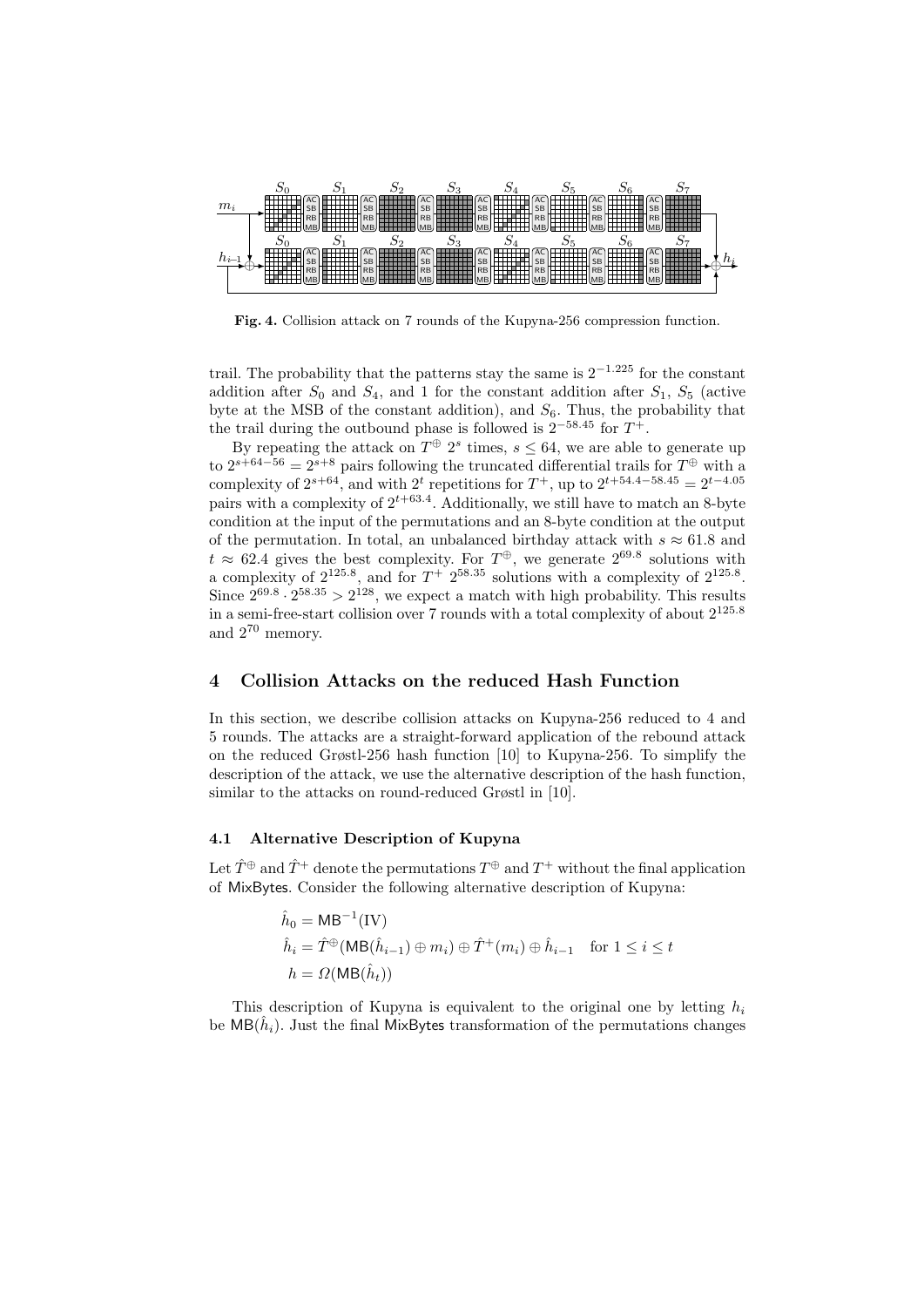**Fig. 4.** Collision attack on 7 rounds of the Kupyna-256 compression function.

trail. The probability that the patterns stay the same is $2^{-1.225}$ for the constant addition after $S_0$ and $S_4$, and 1 for the constant addition after $S_1$, $S_5$ (active byte at the MSB of the constant addition), and $S_6$. Thus, the probability that the trail during the outbound phase is followed is $2^{-58.45}$ for $T^+$.

By repeating the attack on $T^\oplus$ $2^s$ times, $s \leq 64$, we are able to generate up to $2^{s+64-56} = 2^{s+8}$ pairs following the truncated differential trails for $T^\oplus$ with a complexity of $2^{s+64}$, and with $2^t$ repetitions for $T^+$, up to $2^{t+54.4-58.45} = 2^{t-4.05}$ pairs with a complexity of $2^{t+63.4}$. Additionally, we still have to match an 8-byte condition at the input of the permutations and an 8-byte condition at the output of the permutation. In total, an unbalanced birthday attack with $s \approx 61.8$ and $t \approx 62.4$ gives the best complexity. For $T^\oplus$, we generate $2^{69.8}$ solutions with a complexity of $2^{125.8}$, and for $T^+$ $2^{58.35}$ solutions with a complexity of $2^{125.8}$. Since $2^{69.8} \cdot 2^{58.35} > 2^{128}$, we expect a match with high probability. This results in a semi-free-start collision over 7 rounds with a total complexity of about $2^{125.8}$ and $2^{70}$ memory.

## 4 Collision Attacks on the reduced Hash Function

In this section, we describe collision attacks on Kupyna-256 reduced to 4 and 5 rounds. The attacks are a straight-forward application of the rebound attack on the reduced Grøstl-256 hash function [10] to Kupyna-256. To simplify the description of the attack, we use the alternative description of the hash function, similar to the attacks on round-reduced Grøstl in [10].

### 4.1 Alternative Description of Kupyna

Let $\hat{T}^\oplus$ and $\hat{T}^+$ denote the permutations $T^\oplus$ and $T^+$ without the final application of MixBytes. Consider the following alternative description of Kupyna:

$$
\begin{aligned}
\hat{h}_0 &= \mathsf{MB}^{-1}(\mathrm{IV}) \\
\hat{h}_i &= \hat{T}^\oplus(\mathsf{MB}(\hat{h}_{i-1}) \oplus m_i) \oplus \hat{T}^+(m_i) \oplus \hat{h}_{i-1} \quad \text{for } 1 \leq i \leq t \\
h &= \Omega(\mathsf{MB}(\hat{h}_t))
\end{aligned}
$$

This description of Kupyna is equivalent to the original one by letting $h_i$ be $\mathsf{MB}(\hat{h}_i)$. Just the final MixBytes transformation of the permutations changes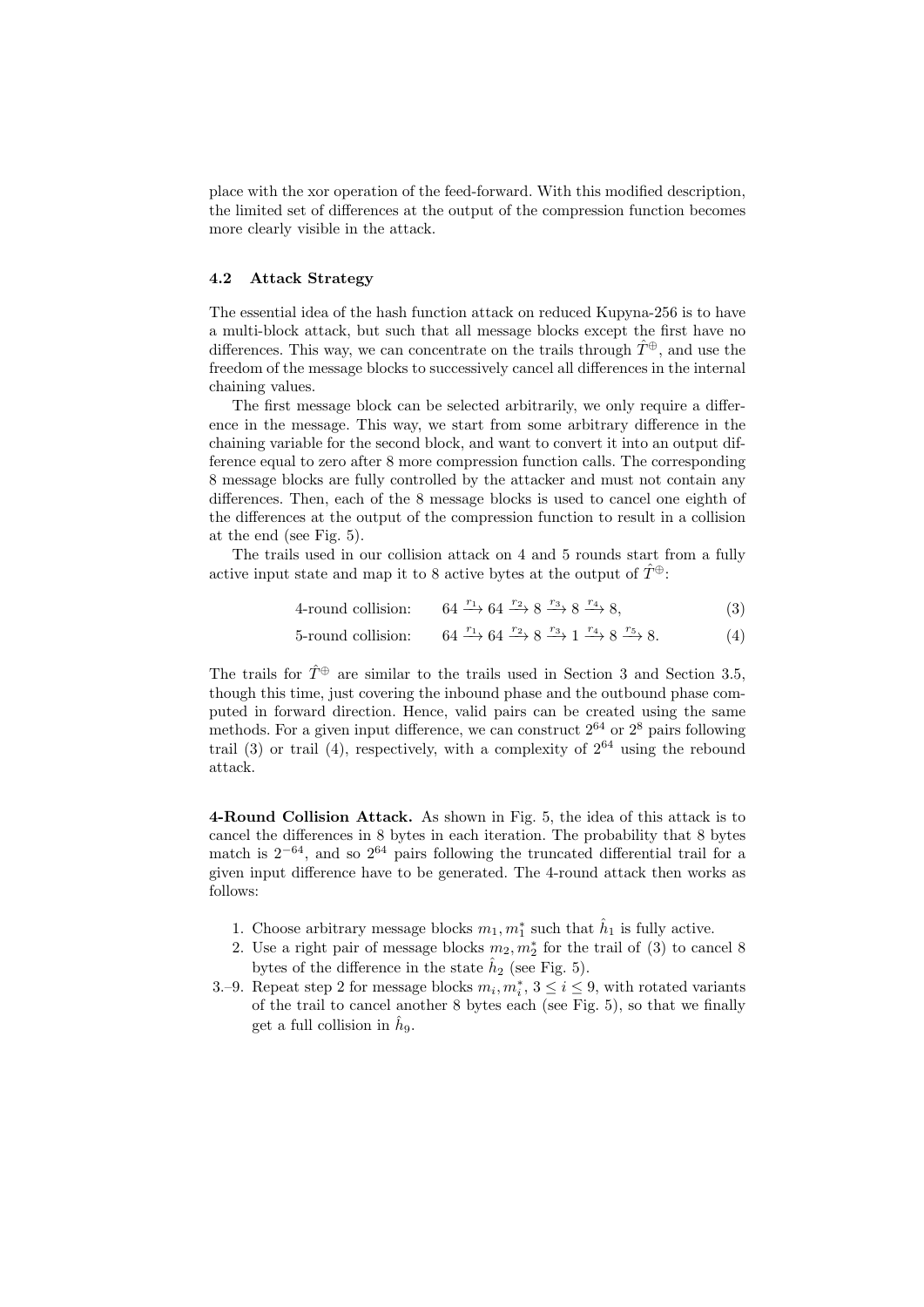place with the xor operation of the feed-forward. With this modified description, the limited set of differences at the output of the compression function becomes more clearly visible in the attack.

### 4.2 Attack Strategy

The essential idea of the hash function attack on reduced Kupyna-256 is to have a multi-block attack, but such that all message blocks except the first have no differences. This way, we can concentrate on the trails through $\hat{T}^{\oplus}$, and use the freedom of the message blocks to successively cancel all differences in the internal chaining values.

The first message block can be selected arbitrarily, we only require a difference in the message. This way, we start from some arbitrary difference in the chaining variable for the second block, and want to convert it into an output difference equal to zero after 8 more compression function calls. The corresponding 8 message blocks are fully controlled by the attacker and must not contain any differences. Then, each of the 8 message blocks is used to cancel one eighth of the differences at the output of the compression function to result in a collision at the end (see Fig. 5).

The trails used in our collision attack on 4 and 5 rounds start from a fully active input state and map it to 8 active bytes at the output of $\hat{T}^{\oplus}$:

$$\text{4-round collision:} \qquad 64 \xrightarrow{r_1} 64 \xrightarrow{r_2} 8 \xrightarrow{r_3} 8 \xrightarrow{r_4} 8, \tag{3}$$

$$\text{5-round collision:} \qquad 64 \xrightarrow{r_1} 64 \xrightarrow{r_2} 8 \xrightarrow{r_3} 1 \xrightarrow{r_4} 8 \xrightarrow{r_5} 8. \tag{4}$$

The trails for $\hat{T}^{\oplus}$ are similar to the trails used in Section 3 and Section 3.5, though this time, just covering the inbound phase and the outbound phase computed in forward direction. Hence, valid pairs can be created using the same methods. For a given input difference, we can construct $2^{64}$ or $2^{8}$ pairs following trail (3) or trail (4), respectively, with a complexity of $2^{64}$ using the rebound attack.

**4-Round Collision Attack.** As shown in Fig. 5, the idea of this attack is to cancel the differences in 8 bytes in each iteration. The probability that 8 bytes match is $2^{-64}$, and so $2^{64}$ pairs following the truncated differential trail for a given input difference have to be generated. The 4-round attack then works as follows:

1. Choose arbitrary message blocks $m_1, m_1^*$ such that $\hat{h}_1$ is fully active.
2. Use a right pair of message blocks $m_2, m_2^*$ for the trail of (3) to cancel 8 bytes of the difference in the state $\hat{h}_2$ (see Fig. 5).

3.–9. Repeat step 2 for message blocks $m_i, m_i^*$, $3 \le i \le 9$, with rotated variants of the trail to cancel another 8 bytes each (see Fig. 5), so that we finally get a full collision in $\hat{h}_9$.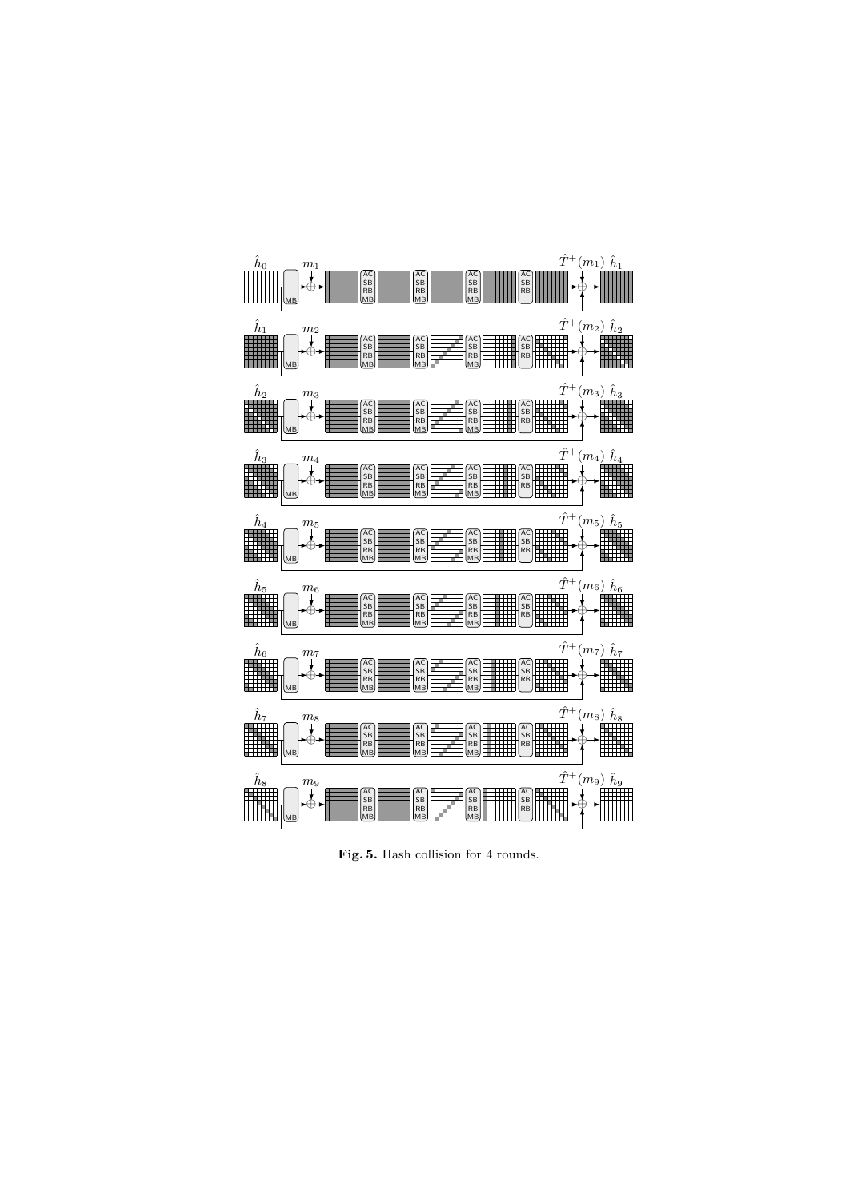**Fig. 5.** Hash collision for 4 rounds.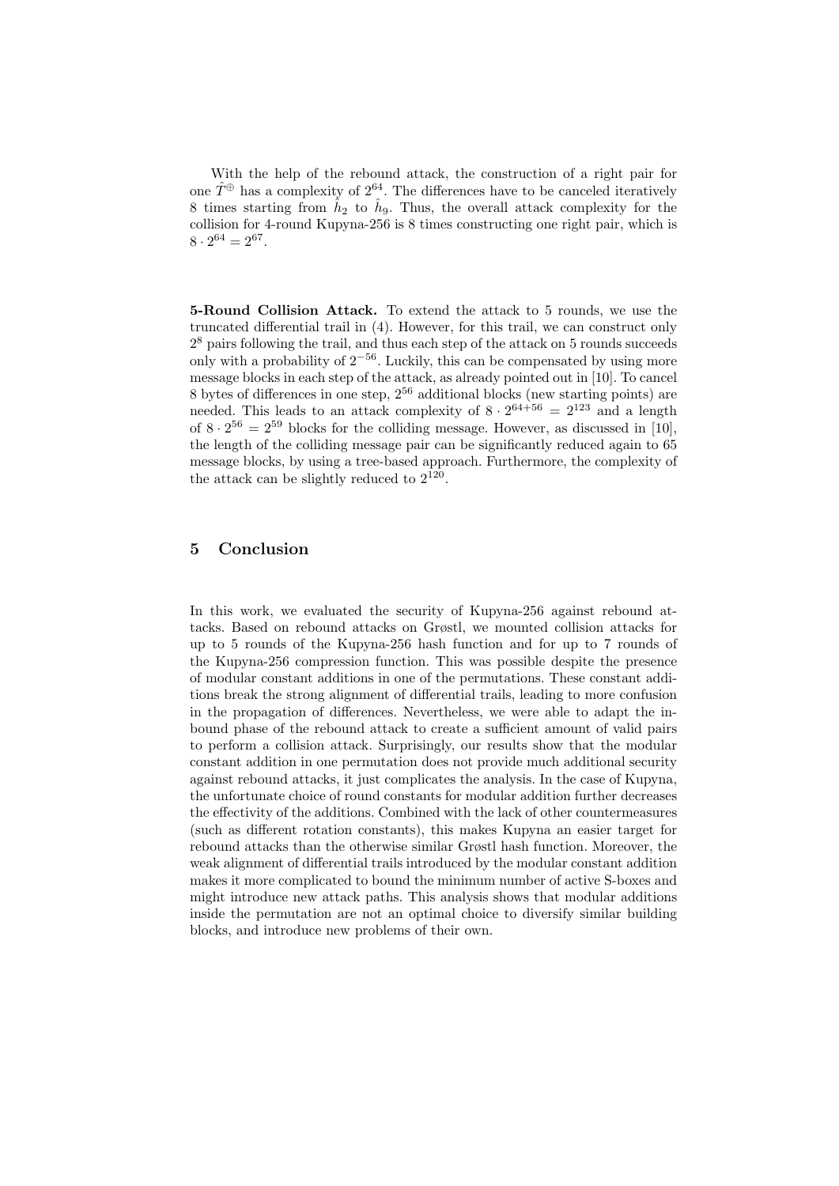With the help of the rebound attack, the construction of a right pair for one $\hat{T}^{\oplus}$ has a complexity of $2^{64}$. The differences have to be canceled iteratively 8 times starting from $\hat{h}_2$ to $\hat{h}_9$. Thus, the overall attack complexity for the collision for 4-round Kupyna-256 is 8 times constructing one right pair, which is $8 \cdot 2^{64} = 2^{67}$.

**5-Round Collision Attack.** To extend the attack to 5 rounds, we use the truncated differential trail in (4). However, for this trail, we can construct only $2^8$ pairs following the trail, and thus each step of the attack on 5 rounds succeeds only with a probability of $2^{-56}$. Luckily, this can be compensated by using more message blocks in each step of the attack, as already pointed out in [10]. To cancel 8 bytes of differences in one step, $2^{56}$ additional blocks (new starting points) are needed. This leads to an attack complexity of $8 \cdot 2^{64+56} = 2^{123}$ and a length of $8 \cdot 2^{56} = 2^{59}$ blocks for the colliding message. However, as discussed in [10], the length of the colliding message pair can be significantly reduced again to 65 message blocks, by using a tree-based approach. Furthermore, the complexity of the attack can be slightly reduced to $2^{120}$.

## 5 Conclusion

In this work, we evaluated the security of Kupyna-256 against rebound attacks. Based on rebound attacks on Grøstl, we mounted collision attacks for up to 5 rounds of the Kupyna-256 hash function and for up to 7 rounds of the Kupyna-256 compression function. This was possible despite the presence of modular constant additions in one of the permutations. These constant additions break the strong alignment of differential trails, leading to more confusion in the propagation of differences. Nevertheless, we were able to adapt the inbound phase of the rebound attack to create a sufficient amount of valid pairs to perform a collision attack. Surprisingly, our results show that the modular constant addition in one permutation does not provide much additional security against rebound attacks, it just complicates the analysis. In the case of Kupyna, the unfortunate choice of round constants for modular addition further decreases the effectivity of the additions. Combined with the lack of other countermeasures (such as different rotation constants), this makes Kupyna an easier target for rebound attacks than the otherwise similar Grøstl hash function. Moreover, the weak alignment of differential trails introduced by the modular constant addition makes it more complicated to bound the minimum number of active S-boxes and might introduce new attack paths. This analysis shows that modular additions inside the permutation are not an optimal choice to diversify similar building blocks, and introduce new problems of their own.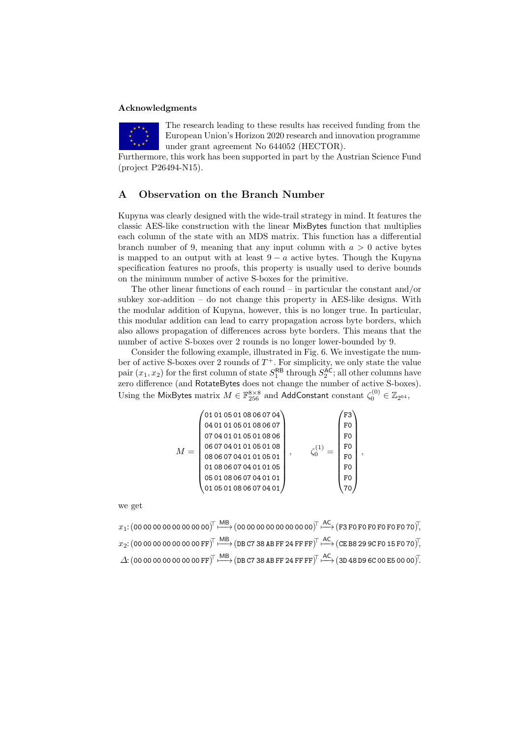### Acknowledgments

The research leading to these results has received funding from the European Union's Horizon 2020 research and innovation programme under grant agreement No 644052 (HECTOR).
Furthermore, this work has been supported in part by the Austrian Science Fund (project P26494-N15).

## A Observation on the Branch Number

Kupyna was clearly designed with the wide-trail strategy in mind. It features the classic AES-like construction with the linear MixBytes function that multiplies each column of the state with an MDS matrix. This function has a differential branch number of 9, meaning that any input column with $a > 0$ active bytes is mapped to an output with at least $9 - a$ active bytes. Though the Kupyna specification features no proofs, this property is usually used to derive bounds on the minimum number of active S-boxes for the primitive.

The other linear functions of each round – in particular the constant and/or subkey xor-addition – do not change this property in AES-like designs. With the modular addition of Kupyna, however, this is no longer true. In particular, this modular addition can lead to carry propagation across byte borders, which also allows propagation of differences across byte borders. This means that the number of active S-boxes over 2 rounds is no longer lower-bounded by 9.

Consider the following example, illustrated in Fig. 6. We investigate the number of active S-boxes over 2 rounds of $T^+$. For simplicity, we only state the value pair $(x_1, x_2)$ for the first column of state $S_1^{\mathsf{RB}}$ through $S_2^{\mathsf{AC}}$; all other columns have zero difference (and RotateBytes does not change the number of active S-boxes). Using the MixBytes matrix $M \in \mathbb{F}_{256}^{8\times 8}$ and AddConstant constant $\zeta_0^{(0)} \in \mathbb{Z}_{2^{64}}$,

$$M = \begin{pmatrix} \texttt{01 01 05 01 08 06 07 04} \\ \texttt{04 01 01 05 01 08 06 07} \\ \texttt{07 04 01 01 05 01 08 06} \\ \texttt{06 07 04 01 01 05 01 08} \\ \texttt{08 06 07 04 01 01 05 01} \\ \texttt{01 08 06 07 04 01 01 05} \\ \texttt{05 01 08 06 07 04 01 01} \\ \texttt{01 05 01 08 06 07 04 01} \end{pmatrix}, \qquad \zeta_0^{(1)} = \begin{pmatrix} \texttt{F3} \\ \texttt{F0} \\ \texttt{F0} \\ \texttt{F0} \\ \texttt{F0} \\ \texttt{F0} \\ \texttt{F0} \\ \texttt{70} \end{pmatrix},$$

we get

$$x_1\colon (\texttt{00 00 00 00 00 00 00 00})^\top \xrightarrow{\mathsf{MB}} (\texttt{00 00 00 00 00 00 00 00})^\top \xrightarrow{\mathsf{AC}} (\texttt{F3 F0 F0 F0 F0 F0 F0 70})^\top,$$
$$x_2\colon (\texttt{00 00 00 00 00 00 00 FF})^\top \xrightarrow{\mathsf{MB}} (\texttt{DB C7 38 AB FF 24 FF FF})^\top \xrightarrow{\mathsf{AC}} (\texttt{CE B8 29 9C F0 15 F0 70})^\top,$$
$$\Delta\colon (\texttt{00 00 00 00 00 00 00 FF})^\top \xrightarrow{\mathsf{MB}} (\texttt{DB C7 38 AB FF 24 FF FF})^\top \xrightarrow{\mathsf{AC}} (\texttt{3D 48 D9 6C 00 E5 00 00})^\top.$$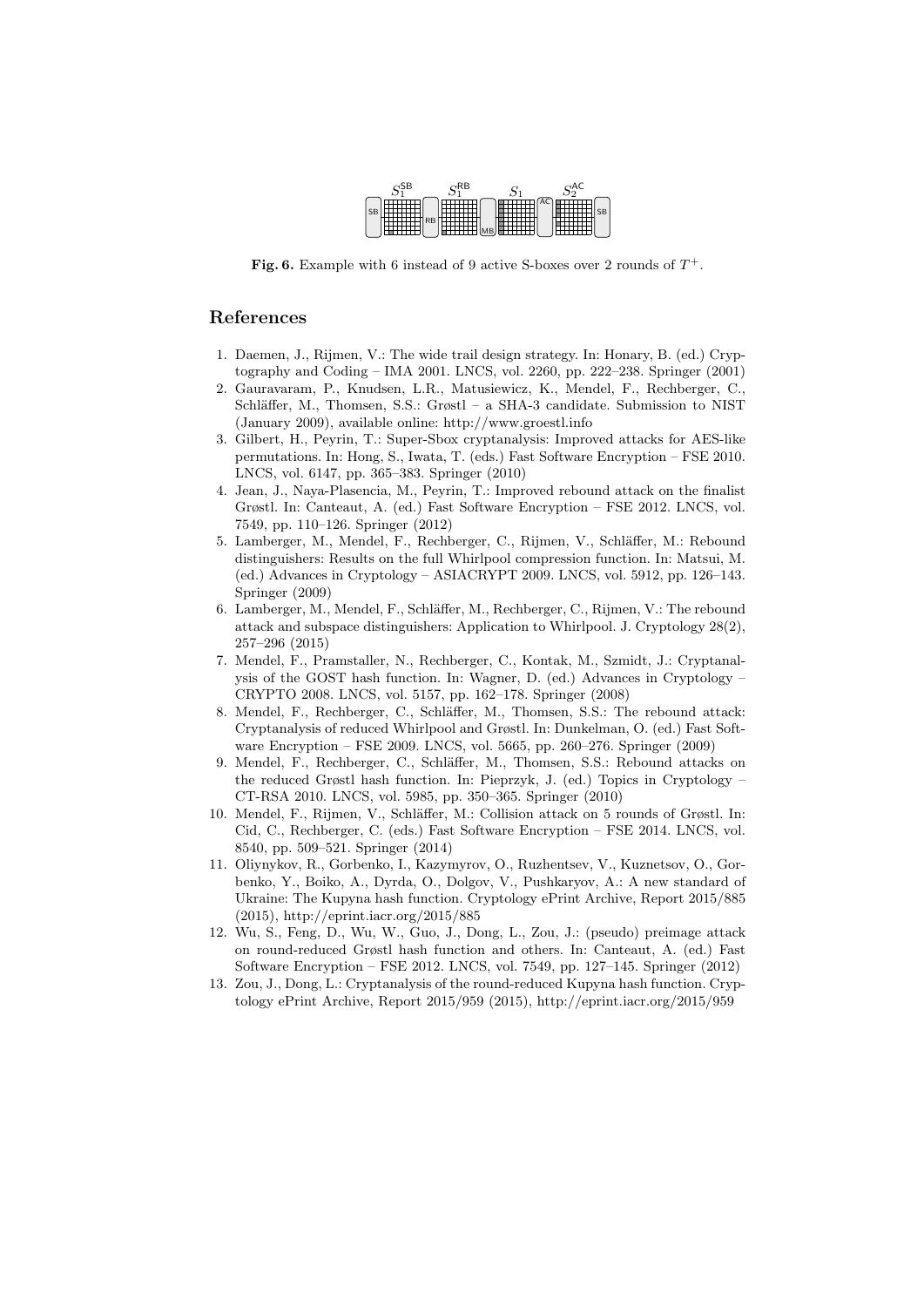$S_1^{\mathsf{SB}}$ $S_1^{\mathsf{RB}}$ $S_1$ $S_2^{\mathsf{AC}}$

SB RB MB AC SB

**Fig. 6.** Example with 6 instead of 9 active S-boxes over 2 rounds of $T^+$.

## References

1. Daemen, J., Rijmen, V.: The wide trail design strategy. In: Honary, B. (ed.) Cryptography and Coding – IMA 2001. LNCS, vol. 2260, pp. 222–238. Springer (2001)
2. Gauravaram, P., Knudsen, L.R., Matusiewicz, K., Mendel, F., Rechberger, C., Schläffer, M., Thomsen, S.S.: Grøstl – a SHA-3 candidate. Submission to NIST (January 2009), available online: http://www.groestl.info
3. Gilbert, H., Peyrin, T.: Super-Sbox cryptanalysis: Improved attacks for AES-like permutations. In: Hong, S., Iwata, T. (eds.) Fast Software Encryption – FSE 2010. LNCS, vol. 6147, pp. 365–383. Springer (2010)
4. Jean, J., Naya-Plasencia, M., Peyrin, T.: Improved rebound attack on the finalist Grøstl. In: Canteaut, A. (ed.) Fast Software Encryption – FSE 2012. LNCS, vol. 7549, pp. 110–126. Springer (2012)
5. Lamberger, M., Mendel, F., Rechberger, C., Rijmen, V., Schläffer, M.: Rebound distinguishers: Results on the full Whirlpool compression function. In: Matsui, M. (ed.) Advances in Cryptology – ASIACRYPT 2009. LNCS, vol. 5912, pp. 126–143. Springer (2009)
6. Lamberger, M., Mendel, F., Schläffer, M., Rechberger, C., Rijmen, V.: The rebound attack and subspace distinguishers: Application to Whirlpool. J. Cryptology 28(2), 257–296 (2015)
7. Mendel, F., Pramstaller, N., Rechberger, C., Kontak, M., Szmidt, J.: Cryptanalysis of the GOST hash function. In: Wagner, D. (ed.) Advances in Cryptology – CRYPTO 2008. LNCS, vol. 5157, pp. 162–178. Springer (2008)
8. Mendel, F., Rechberger, C., Schläffer, M., Thomsen, S.S.: The rebound attack: Cryptanalysis of reduced Whirlpool and Grøstl. In: Dunkelman, O. (ed.) Fast Software Encryption – FSE 2009. LNCS, vol. 5665, pp. 260–276. Springer (2009)
9. Mendel, F., Rechberger, C., Schläffer, M., Thomsen, S.S.: Rebound attacks on the reduced Grøstl hash function. In: Pieprzyk, J. (ed.) Topics in Cryptology – CT-RSA 2010. LNCS, vol. 5985, pp. 350–365. Springer (2010)
10. Mendel, F., Rijmen, V., Schläffer, M.: Collision attack on 5 rounds of Grøstl. In: Cid, C., Rechberger, C. (eds.) Fast Software Encryption – FSE 2014. LNCS, vol. 8540, pp. 509–521. Springer (2014)
11. Oliynykov, R., Gorbenko, I., Kazymyrov, O., Ruzhentsev, V., Kuznetsov, O., Gorbenko, Y., Boiko, A., Dyrda, O., Dolgov, V., Pushkaryov, A.: A new standard of Ukraine: The Kupyna hash function. Cryptology ePrint Archive, Report 2015/885 (2015), http://eprint.iacr.org/2015/885
12. Wu, S., Feng, D., Wu, W., Guo, J., Dong, L., Zou, J.: (pseudo) preimage attack on round-reduced Grøstl hash function and others. In: Canteaut, A. (ed.) Fast Software Encryption – FSE 2012. LNCS, vol. 7549, pp. 127–145. Springer (2012)
13. Zou, J., Dong, L.: Cryptanalysis of the round-reduced Kupyna hash function. Cryptology ePrint Archive, Report 2015/959 (2015), http://eprint.iacr.org/2015/959